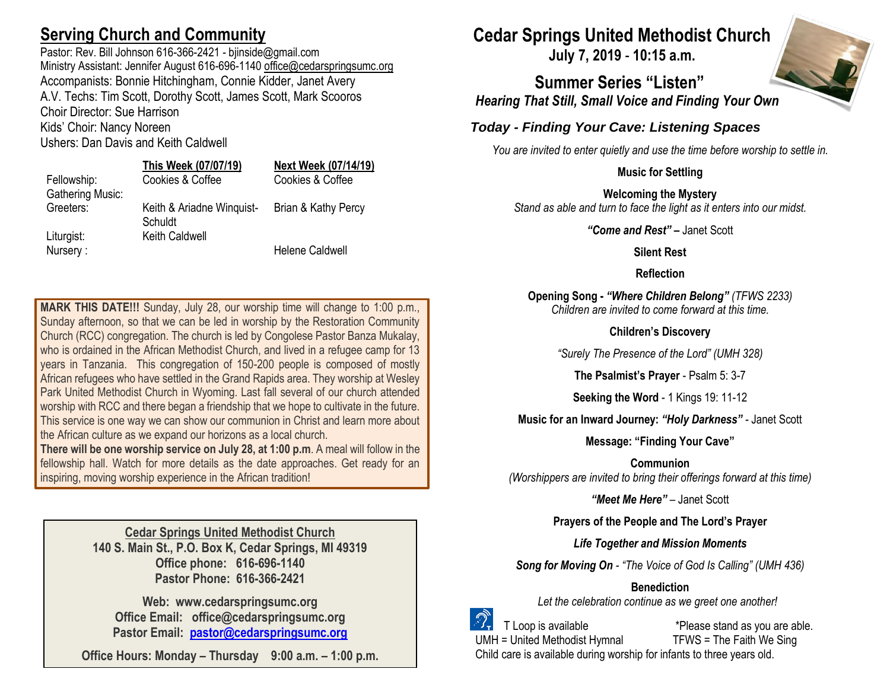## Serving Church and Community

Pastor: Rev. Bill Johnson 616-366-2421 - bjinside@gmail.com
Ministry Assistant: Jennifer August 616-696-1140 office@cedarspringsumc.org
Accompanists: Bonnie Hitchingham, Connie Kidder, Janet Avery
A.V. Techs: Tim Scott, Dorothy Scott, James Scott, Mark Scooros
Choir Director: Sue Harrison
Kids' Choir: Nancy Noreen
Ushers: Dan Davis and Keith Caldwell

| | This Week (07/07/19) | Next Week (07/14/19) |
|---|---|---|
| Fellowship: | Cookies & Coffee | Cookies & Coffee |
| Gathering Music: | | |
| Greeters: | Keith & Ariadne Winquist-Schuldt | Brian & Kathy Percy |
| Liturgist: | Keith Caldwell | |
| Nursery : | | Helene Caldwell |

**MARK THIS DATE!!!** Sunday, July 28, our worship time will change to 1:00 p.m., Sunday afternoon, so that we can be led in worship by the Restoration Community Church (RCC) congregation. The church is led by Congolese Pastor Banza Mukalay, who is ordained in the African Methodist Church, and lived in a refugee camp for 13 years in Tanzania. This congregation of 150-200 people is composed of mostly African refugees who have settled in the Grand Rapids area. They worship at Wesley Park United Methodist Church in Wyoming. Last fall several of our church attended worship with RCC and there began a friendship that we hope to cultivate in the future. This service is one way we can show our communion in Christ and learn more about the African culture as we expand our horizons as a local church.
**There will be one worship service on July 28, at 1:00 p.m**. A meal will follow in the fellowship hall. Watch for more details as the date approaches. Get ready for an inspiring, moving worship experience in the African tradition!

**Cedar Springs United Methodist Church**
**140 S. Main St., P.O. Box K, Cedar Springs, MI 49319**
**Office phone: 616-696-1140**
**Pastor Phone: 616-366-2421**

**Web: www.cedarspringsumc.org**
**Office Email: office@cedarspringsumc.org**
**Pastor Email: pastor@cedarspringsumc.org**

**Office Hours: Monday – Thursday 9:00 a.m. – 1:00 p.m.**

# Cedar Springs United Methodist Church
**July 7, 2019 - 10:15 a.m.**

## Summer Series "Listen"
***Hearing That Still, Small Voice and Finding Your Own***

### *Today - Finding Your Cave: Listening Spaces*

*You are invited to enter quietly and use the time before worship to settle in.*

**Music for Settling**

**Welcoming the Mystery**
*Stand as able and turn to face the light as it enters into our midst.*

***"Come and Rest" –*** Janet Scott

**Silent Rest**

**Reflection**

**Opening Song - *"Where Children Belong"*** *(TFWS 2233)*
*Children are invited to come forward at this time.*

**Children's Discovery**

*"Surely The Presence of the Lord" (UMH 328)*

**The Psalmist's Prayer** - Psalm 5: 3-7

**Seeking the Word** - 1 Kings 19: 11-12

**Music for an Inward Journey: *"Holy Darkness"*** - Janet Scott

**Message: "Finding Your Cave"**

**Communion**
*(Worshippers are invited to bring their offerings forward at this time)*

***"Meet Me Here"*** – Janet Scott

**Prayers of the People and The Lord's Prayer**

***Life Together and Mission Moments***

***Song for Moving On*** *- "The Voice of God Is Calling" (UMH 436)*

**Benediction**
*Let the celebration continue as we greet one another!*

T Loop is available *Please stand as you are able.
UMH = United Methodist Hymnal TFWS = The Faith We Sing
Child care is available during worship for infants to three years old.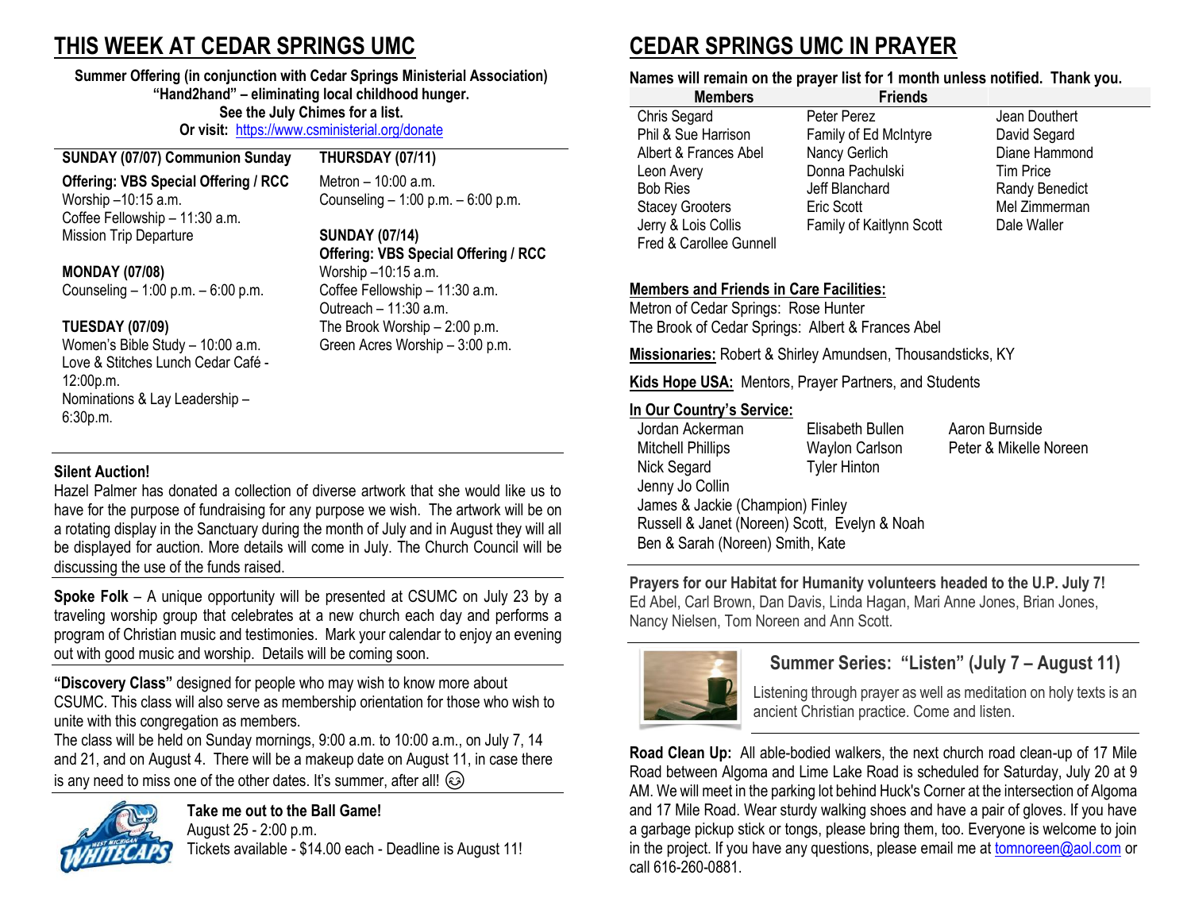# THIS WEEK AT CEDAR SPRINGS UMC

**Summer Offering (in conjunction with Cedar Springs Ministerial Association)**
**"Hand2hand" – eliminating local childhood hunger.**
**See the July Chimes for a list.**
**Or visit:** https://www.csministerial.org/donate

**SUNDAY (07/07) Communion Sunday**
**Offering: VBS Special Offering / RCC**
Worship –10:15 a.m.
Coffee Fellowship – 11:30 a.m.
Mission Trip Departure

**MONDAY (07/08)**
Counseling – 1:00 p.m. – 6:00 p.m.

**TUESDAY (07/09)**
Women's Bible Study – 10:00 a.m.
Love & Stitches Lunch Cedar Café - 12:00p.m.
Nominations & Lay Leadership – 6:30p.m.

**THURSDAY (07/11)**
Metron – 10:00 a.m.
Counseling – 1:00 p.m. – 6:00 p.m.

**SUNDAY (07/14)**
**Offering: VBS Special Offering / RCC**
Worship –10:15 a.m.
Coffee Fellowship – 11:30 a.m.
Outreach – 11:30 a.m.
The Brook Worship – 2:00 p.m.
Green Acres Worship – 3:00 p.m.

**Silent Auction!**
Hazel Palmer has donated a collection of diverse artwork that she would like us to have for the purpose of fundraising for any purpose we wish. The artwork will be on a rotating display in the Sanctuary during the month of July and in August they will all be displayed for auction. More details will come in July. The Church Council will be discussing the use of the funds raised.

**Spoke Folk** – A unique opportunity will be presented at CSUMC on July 23 by a traveling worship group that celebrates at a new church each day and performs a program of Christian music and testimonies. Mark your calendar to enjoy an evening out with good music and worship. Details will be coming soon.

**"Discovery Class"** designed for people who may wish to know more about CSUMC. This class will also serve as membership orientation for those who wish to unite with this congregation as members.
The class will be held on Sunday mornings, 9:00 a.m. to 10:00 a.m., on July 7, 14 and 21, and on August 4. There will be a makeup date on August 11, in case there is any need to miss one of the other dates. It's summer, after all! ☺

**Take me out to the Ball Game!**
August 25 - 2:00 p.m.
Tickets available - $14.00 each - Deadline is August 11!

# CEDAR SPRINGS UMC IN PRAYER

**Names will remain on the prayer list for 1 month unless notified. Thank you.**

| Members | Friends | |
|---|---|---|
| Chris Segard | Peter Perez | Jean Douthert |
| Phil & Sue Harrison | Family of Ed McIntyre | David Segard |
| Albert & Frances Abel | Nancy Gerlich | Diane Hammond |
| Leon Avery | Donna Pachulski | Tim Price |
| Bob Ries | Jeff Blanchard | Randy Benedict |
| Stacey Grooters | Eric Scott | Mel Zimmerman |
| Jerry & Lois Collis | Family of Kaitlynn Scott | Dale Waller |
| Fred & Carollee Gunnell | | |

**Members and Friends in Care Facilities:**
Metron of Cedar Springs: Rose Hunter
The Brook of Cedar Springs: Albert & Frances Abel

**Missionaries:** Robert & Shirley Amundsen, Thousandsticks, KY

**Kids Hope USA:** Mentors, Prayer Partners, and Students

**In Our Country's Service:**
Jordan Ackerman
Mitchell Phillips
Nick Segard
Jenny Jo Collin
James & Jackie (Champion) Finley
Russell & Janet (Noreen) Scott, Evelyn & Noah
Ben & Sarah (Noreen) Smith, Kate
Elisabeth Bullen
Waylon Carlson
Tyler Hinton
Aaron Burnside
Peter & Mikelle Noreen

**Prayers for our Habitat for Humanity volunteers headed to the U.P. July 7!**
Ed Abel, Carl Brown, Dan Davis, Linda Hagan, Mari Anne Jones, Brian Jones, Nancy Nielsen, Tom Noreen and Ann Scott.

**Summer Series: "Listen" (July 7 – August 11)**
Listening through prayer as well as meditation on holy texts is an ancient Christian practice. Come and listen.

**Road Clean Up:** All able-bodied walkers, the next church road clean-up of 17 Mile Road between Algoma and Lime Lake Road is scheduled for Saturday, July 20 at 9 AM. We will meet in the parking lot behind Huck's Corner at the intersection of Algoma and 17 Mile Road. Wear sturdy walking shoes and have a pair of gloves. If you have a garbage pickup stick or tongs, please bring them, too. Everyone is welcome to join in the project. If you have any questions, please email me at tomnoreen@aol.com or call 616-260-0881.